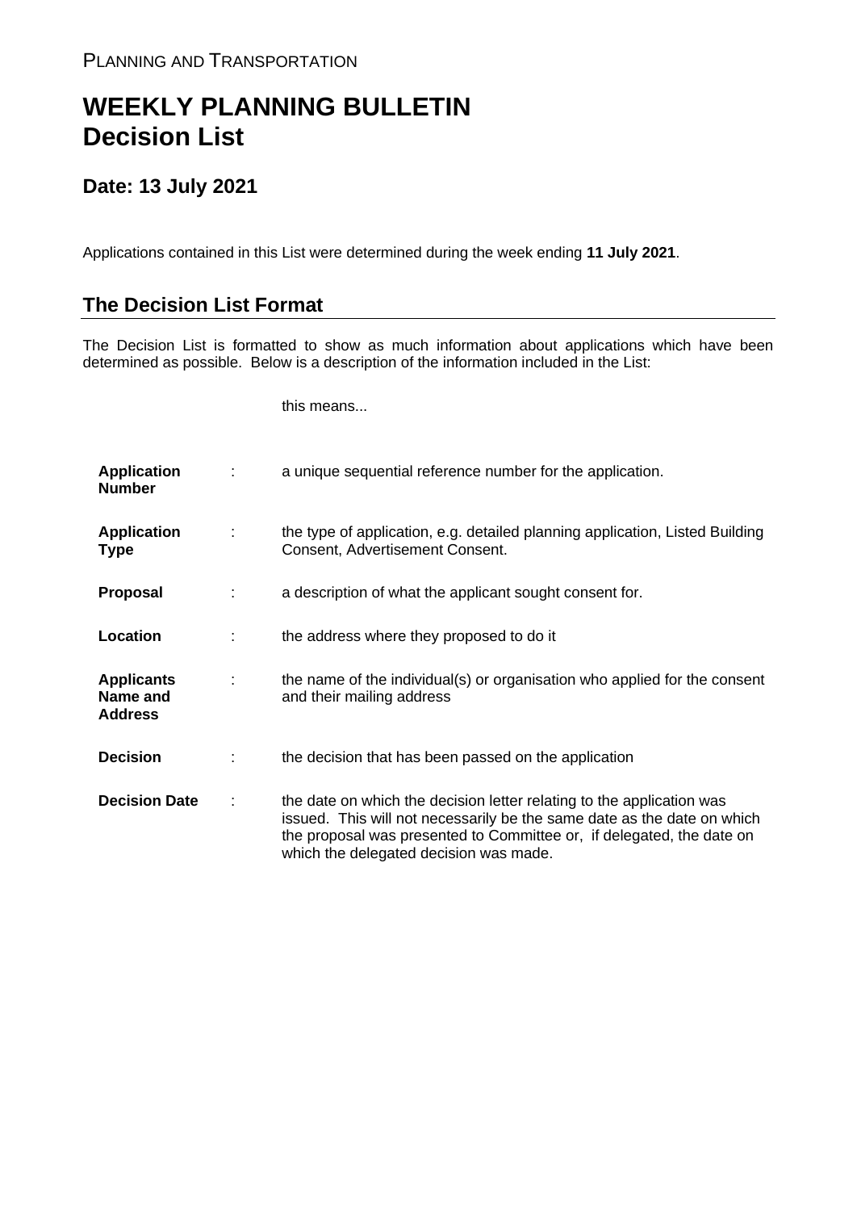PLANNING AND TRANSPORTATION

# WEEKLY PLANNING BULLETIN
# Decision List

## Date: 13 July 2021

Applications contained in this List were determined during the week ending **11 July 2021**.

## The Decision List Format

The Decision List is formatted to show as much information about applications which have been determined as possible. Below is a description of the information included in the List:

| | | this means... |
|---|---|---|
| **Application Number** | : | a unique sequential reference number for the application. |
| **Application Type** | : | the type of application, e.g. detailed planning application, Listed Building Consent, Advertisement Consent. |
| **Proposal** | : | a description of what the applicant sought consent for. |
| **Location** | : | the address where they proposed to do it |
| **Applicants Name and Address** | : | the name of the individual(s) or organisation who applied for the consent and their mailing address |
| **Decision** | : | the decision that has been passed on the application |
| **Decision Date** | : | the date on which the decision letter relating to the application was issued. This will not necessarily be the same date as the date on which the proposal was presented to Committee or, if delegated, the date on which the delegated decision was made. |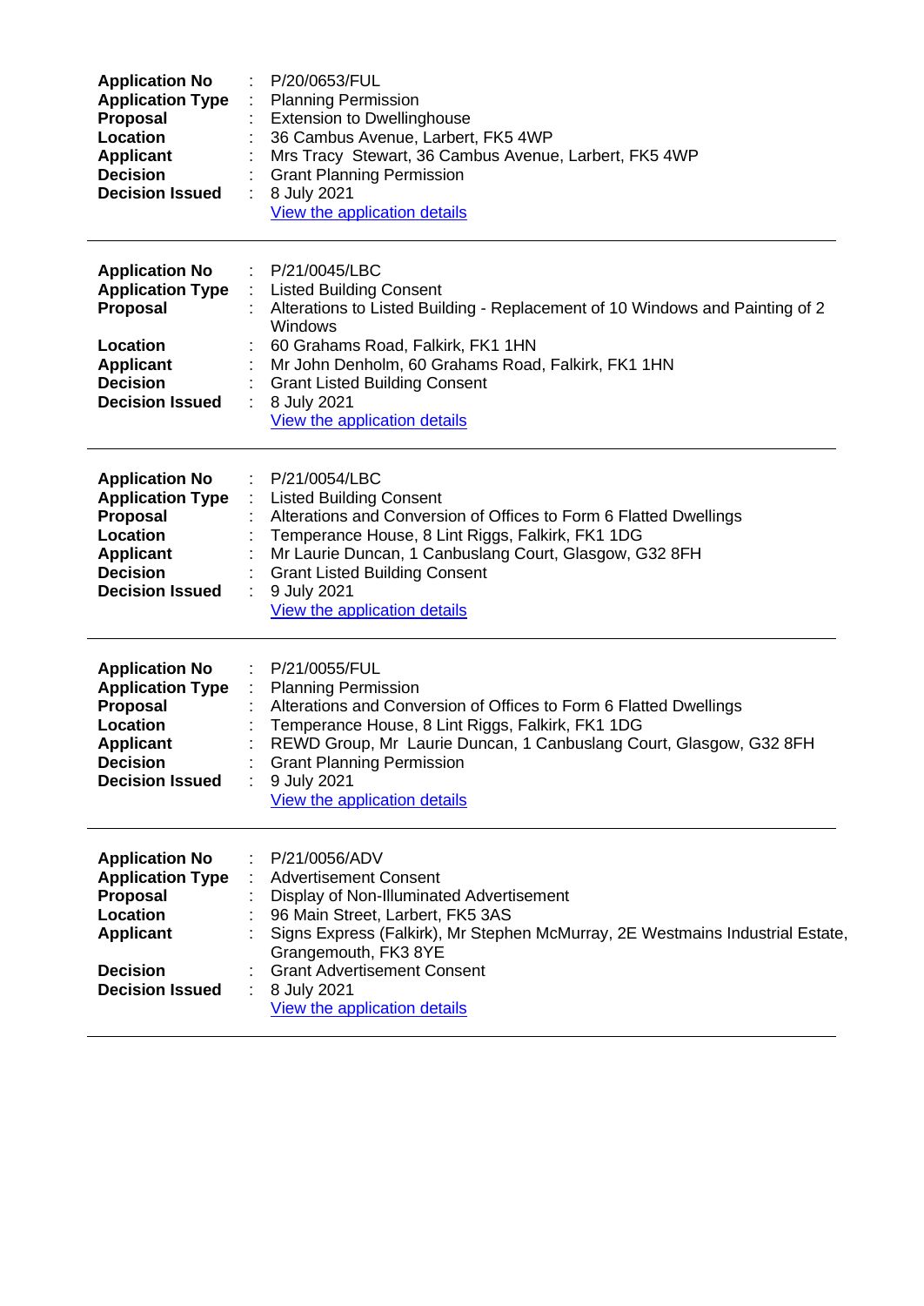| | | |
|---|---|---|
| **Application No** | : | P/20/0653/FUL |
| **Application Type** | : | Planning Permission |
| **Proposal** | : | Extension to Dwellinghouse |
| **Location** | : | 36 Cambus Avenue, Larbert, FK5 4WP |
| **Applicant** | : | Mrs Tracy Stewart, 36 Cambus Avenue, Larbert, FK5 4WP |
| **Decision** | : | Grant Planning Permission |
| **Decision Issued** | : | 8 July 2021 |
| | | View the application details |

---

| | | |
|---|---|---|
| **Application No** | : | P/21/0045/LBC |
| **Application Type** | : | Listed Building Consent |
| **Proposal** | : | Alterations to Listed Building - Replacement of 10 Windows and Painting of 2 Windows |
| **Location** | : | 60 Grahams Road, Falkirk, FK1 1HN |
| **Applicant** | : | Mr John Denholm, 60 Grahams Road, Falkirk, FK1 1HN |
| **Decision** | : | Grant Listed Building Consent |
| **Decision Issued** | : | 8 July 2021 |
| | | View the application details |

---

| | | |
|---|---|---|
| **Application No** | : | P/21/0054/LBC |
| **Application Type** | : | Listed Building Consent |
| **Proposal** | : | Alterations and Conversion of Offices to Form 6 Flatted Dwellings |
| **Location** | : | Temperance House, 8 Lint Riggs, Falkirk, FK1 1DG |
| **Applicant** | : | Mr Laurie Duncan, 1 Canbuslang Court, Glasgow, G32 8FH |
| **Decision** | : | Grant Listed Building Consent |
| **Decision Issued** | : | 9 July 2021 |
| | | View the application details |

---

| | | |
|---|---|---|
| **Application No** | : | P/21/0055/FUL |
| **Application Type** | : | Planning Permission |
| **Proposal** | : | Alterations and Conversion of Offices to Form 6 Flatted Dwellings |
| **Location** | : | Temperance House, 8 Lint Riggs, Falkirk, FK1 1DG |
| **Applicant** | : | REWD Group, Mr Laurie Duncan, 1 Canbuslang Court, Glasgow, G32 8FH |
| **Decision** | : | Grant Planning Permission |
| **Decision Issued** | : | 9 July 2021 |
| | | View the application details |

---

| | | |
|---|---|---|
| **Application No** | : | P/21/0056/ADV |
| **Application Type** | : | Advertisement Consent |
| **Proposal** | : | Display of Non-Illuminated Advertisement |
| **Location** | : | 96 Main Street, Larbert, FK5 3AS |
| **Applicant** | : | Signs Express (Falkirk), Mr Stephen McMurray, 2E Westmains Industrial Estate, Grangemouth, FK3 8YE |
| **Decision** | : | Grant Advertisement Consent |
| **Decision Issued** | : | 8 July 2021 |
| | | View the application details |

---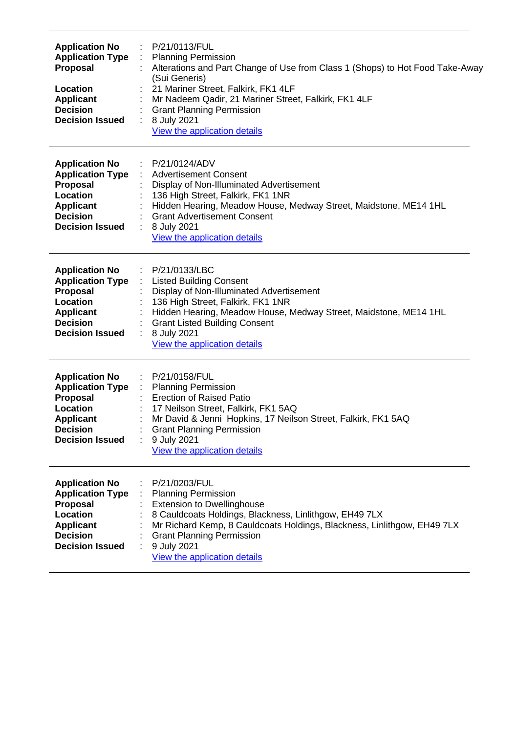---

| | | |
|---|---|---|
| **Application No** | : | P/21/0113/FUL |
| **Application Type** | : | Planning Permission |
| **Proposal** | : | Alterations and Part Change of Use from Class 1 (Shops) to Hot Food Take-Away (Sui Generis) |
| **Location** | : | 21 Mariner Street, Falkirk, FK1 4LF |
| **Applicant** | : | Mr Nadeem Qadir, 21 Mariner Street, Falkirk, FK1 4LF |
| **Decision** | : | Grant Planning Permission |
| **Decision Issued** | : | 8 July 2021 |
| | | View the application details |

---

| | | |
|---|---|---|
| **Application No** | : | P/21/0124/ADV |
| **Application Type** | : | Advertisement Consent |
| **Proposal** | : | Display of Non-Illuminated Advertisement |
| **Location** | : | 136 High Street, Falkirk, FK1 1NR |
| **Applicant** | : | Hidden Hearing, Meadow House, Medway Street, Maidstone, ME14 1HL |
| **Decision** | : | Grant Advertisement Consent |
| **Decision Issued** | : | 8 July 2021 |
| | | View the application details |

---

| | | |
|---|---|---|
| **Application No** | : | P/21/0133/LBC |
| **Application Type** | : | Listed Building Consent |
| **Proposal** | : | Display of Non-Illuminated Advertisement |
| **Location** | : | 136 High Street, Falkirk, FK1 1NR |
| **Applicant** | : | Hidden Hearing, Meadow House, Medway Street, Maidstone, ME14 1HL |
| **Decision** | : | Grant Listed Building Consent |
| **Decision Issued** | : | 8 July 2021 |
| | | View the application details |

---

| | | |
|---|---|---|
| **Application No** | : | P/21/0158/FUL |
| **Application Type** | : | Planning Permission |
| **Proposal** | : | Erection of Raised Patio |
| **Location** | : | 17 Neilson Street, Falkirk, FK1 5AQ |
| **Applicant** | : | Mr David & Jenni Hopkins, 17 Neilson Street, Falkirk, FK1 5AQ |
| **Decision** | : | Grant Planning Permission |
| **Decision Issued** | : | 9 July 2021 |
| | | View the application details |

---

| | | |
|---|---|---|
| **Application No** | : | P/21/0203/FUL |
| **Application Type** | : | Planning Permission |
| **Proposal** | : | Extension to Dwellinghouse |
| **Location** | : | 8 Cauldcoats Holdings, Blackness, Linlithgow, EH49 7LX |
| **Applicant** | : | Mr Richard Kemp, 8 Cauldcoats Holdings, Blackness, Linlithgow, EH49 7LX |
| **Decision** | : | Grant Planning Permission |
| **Decision Issued** | : | 9 July 2021 |
| | | View the application details |

---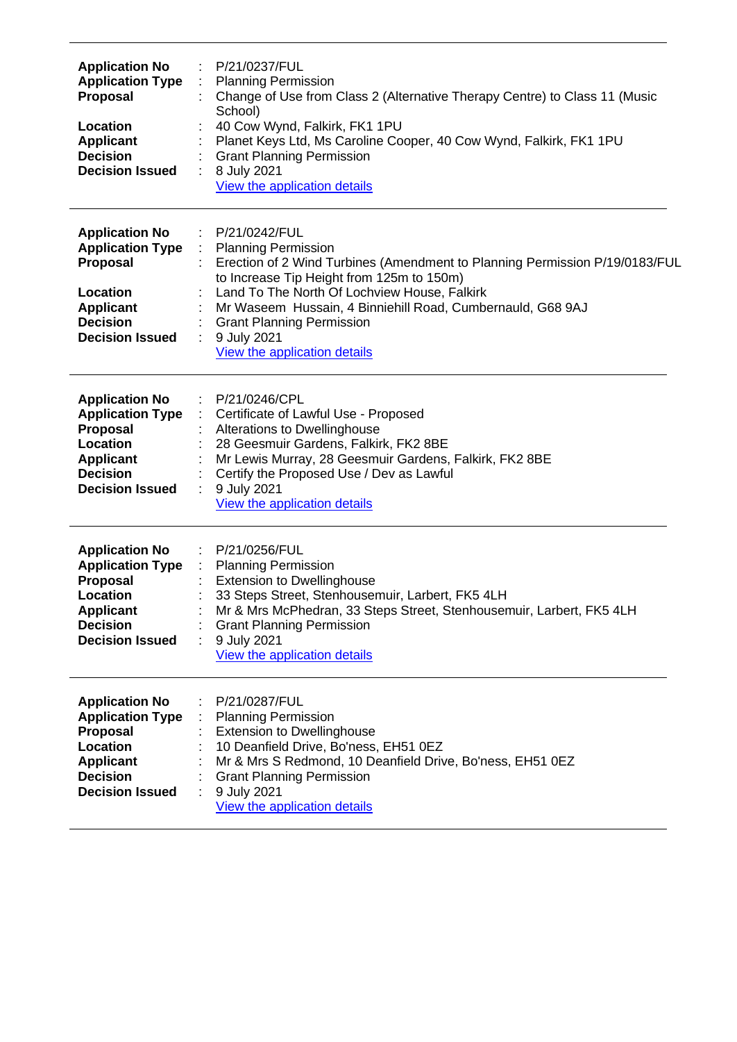---

**Application No** : P/21/0237/FUL
**Application Type** : Planning Permission
**Proposal** : Change of Use from Class 2 (Alternative Therapy Centre) to Class 11 (Music School)
**Location** : 40 Cow Wynd, Falkirk, FK1 1PU
**Applicant** : Planet Keys Ltd, Ms Caroline Cooper, 40 Cow Wynd, Falkirk, FK1 1PU
**Decision** : Grant Planning Permission
**Decision Issued** : 8 July 2021
View the application details

---

**Application No** : P/21/0242/FUL
**Application Type** : Planning Permission
**Proposal** : Erection of 2 Wind Turbines (Amendment to Planning Permission P/19/0183/FUL to Increase Tip Height from 125m to 150m)
**Location** : Land To The North Of Lochview House, Falkirk
**Applicant** : Mr Waseem Hussain, 4 Binniehill Road, Cumbernauld, G68 9AJ
**Decision** : Grant Planning Permission
**Decision Issued** : 9 July 2021
View the application details

---

**Application No** : P/21/0246/CPL
**Application Type** : Certificate of Lawful Use - Proposed
**Proposal** : Alterations to Dwellinghouse
**Location** : 28 Geesmuir Gardens, Falkirk, FK2 8BE
**Applicant** : Mr Lewis Murray, 28 Geesmuir Gardens, Falkirk, FK2 8BE
**Decision** : Certify the Proposed Use / Dev as Lawful
**Decision Issued** : 9 July 2021
View the application details

---

**Application No** : P/21/0256/FUL
**Application Type** : Planning Permission
**Proposal** : Extension to Dwellinghouse
**Location** : 33 Steps Street, Stenhousemuir, Larbert, FK5 4LH
**Applicant** : Mr & Mrs McPhedran, 33 Steps Street, Stenhousemuir, Larbert, FK5 4LH
**Decision** : Grant Planning Permission
**Decision Issued** : 9 July 2021
View the application details

---

**Application No** : P/21/0287/FUL
**Application Type** : Planning Permission
**Proposal** : Extension to Dwellinghouse
**Location** : 10 Deanfield Drive, Bo'ness, EH51 0EZ
**Applicant** : Mr & Mrs S Redmond, 10 Deanfield Drive, Bo'ness, EH51 0EZ
**Decision** : Grant Planning Permission
**Decision Issued** : 9 July 2021
View the application details

---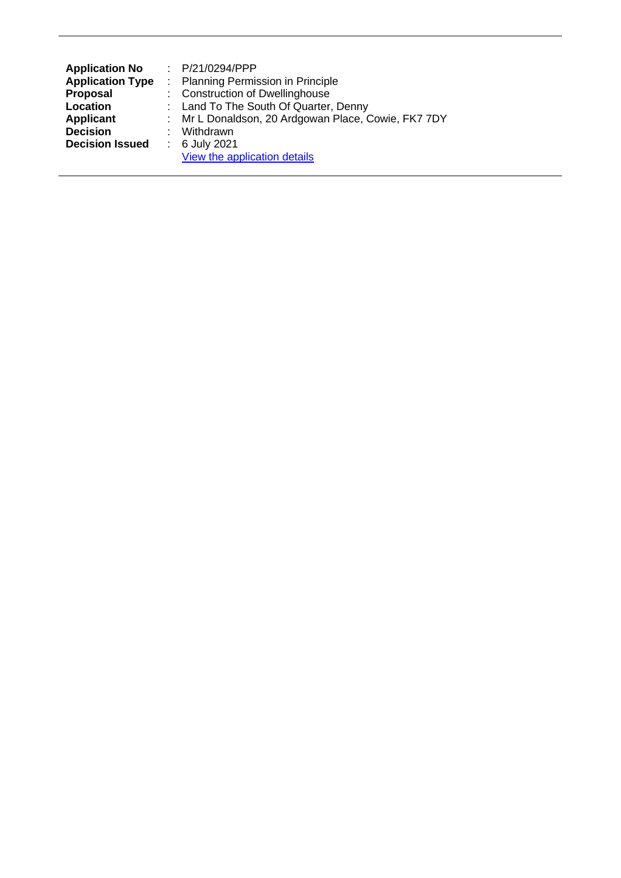| | | |
|---|---|---|
| **Application No** | : | P/21/0294/PPP |
| **Application Type** | : | Planning Permission in Principle |
| **Proposal** | : | Construction of Dwellinghouse |
| **Location** | : | Land To The South Of Quarter, Denny |
| **Applicant** | : | Mr L Donaldson, 20 Ardgowan Place, Cowie, FK7 7DY |
| **Decision** | : | Withdrawn |
| **Decision Issued** | : | 6 July 2021 |
| | | View the application details |